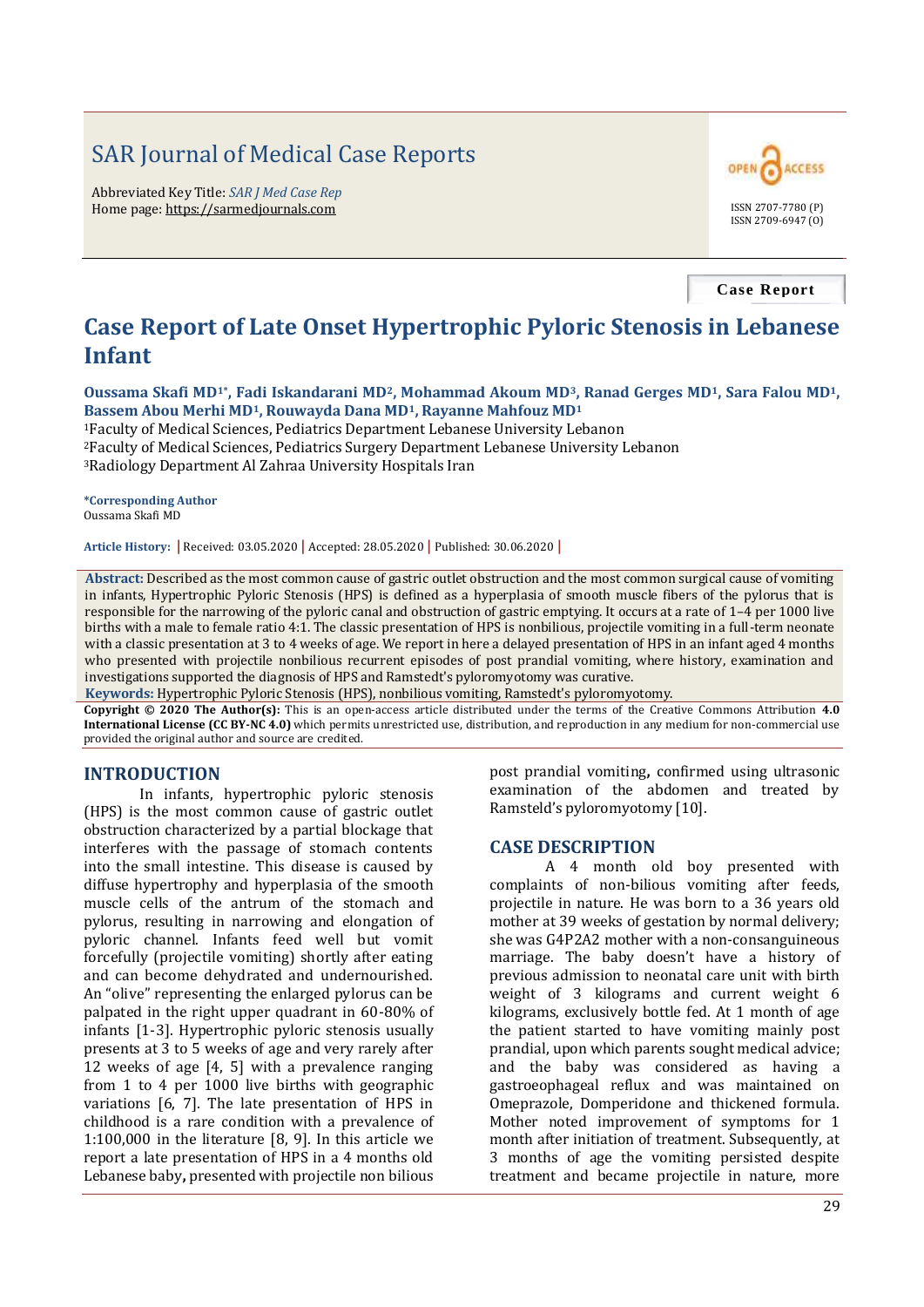# SAR Journal of Medical Case Reports

Abbreviated Key Title: *SAR J Med Case Rep*
Home page: https://sarmedjournals.com

OPEN ACCESS

ISSN 2707-7780 (P)
ISSN 2709-6947 (O)

**Case Report**

# Case Report of Late Onset Hypertrophic Pyloric Stenosis in Lebanese Infant

**Oussama Skafi MD[1*], Fadi Iskandarani MD[2], Mohammad Akoum MD[3], Ranad Gerges MD[1], Sara Falou MD[1], Bassem Abou Merhi MD[1], Rouwayda Dana MD[1], Rayanne Mahfouz MD[1]**

[1]Faculty of Medical Sciences, Pediatrics Department Lebanese University Lebanon
[2]Faculty of Medical Sciences, Pediatrics Surgery Department Lebanese University Lebanon
[3]Radiology Department Al Zahraa University Hospitals Iran

**\*Corresponding Author**
Oussama Skafi MD

**Article History:** | Received: 03.05.2020 | Accepted: 28.05.2020 | Published: 30.06.2020 |

**Abstract:** Described as the most common cause of gastric outlet obstruction and the most common surgical cause of vomiting in infants, Hypertrophic Pyloric Stenosis (HPS) is defined as a hyperplasia of smooth muscle fibers of the pylorus that is responsible for the narrowing of the pyloric canal and obstruction of gastric emptying. It occurs at a rate of 1–4 per 1000 live births with a male to female ratio 4:1. The classic presentation of HPS is nonbilious, projectile vomiting in a full-term neonate with a classic presentation at 3 to 4 weeks of age. We report in here a delayed presentation of HPS in an infant aged 4 months who presented with projectile nonbilious recurrent episodes of post prandial vomiting, where history, examination and investigations supported the diagnosis of HPS and Ramstedt's pyloromyotomy was curative.

**Keywords:** Hypertrophic Pyloric Stenosis (HPS), nonbilious vomiting, Ramstedt's pyloromyotomy.

**Copyright © 2020 The Author(s):** This is an open-access article distributed under the terms of the Creative Commons Attribution **4.0 International License (CC BY-NC 4.0)** which permits unrestricted use, distribution, and reproduction in any medium for non-commercial use provided the original author and source are credited.

## INTRODUCTION

In infants, hypertrophic pyloric stenosis (HPS) is the most common cause of gastric outlet obstruction characterized by a partial blockage that interferes with the passage of stomach contents into the small intestine. This disease is caused by diffuse hypertrophy and hyperplasia of the smooth muscle cells of the antrum of the stomach and pylorus, resulting in narrowing and elongation of pyloric channel. Infants feed well but vomit forcefully (projectile vomiting) shortly after eating and can become dehydrated and undernourished. An "olive" representing the enlarged pylorus can be palpated in the right upper quadrant in 60-80% of infants [1-3]. Hypertrophic pyloric stenosis usually presents at 3 to 5 weeks of age and very rarely after 12 weeks of age [4, 5] with a prevalence ranging from 1 to 4 per 1000 live births with geographic variations [6, 7]. The late presentation of HPS in childhood is a rare condition with a prevalence of 1:100,000 in the literature [8, 9]. In this article we report a late presentation of HPS in a 4 months old Lebanese baby**,** presented with projectile non bilious post prandial vomiting**,** confirmed using ultrasonic examination of the abdomen and treated by Ramsteld's pyloromyotomy [10].

## CASE DESCRIPTION

A 4 month old boy presented with complaints of non-bilious vomiting after feeds, projectile in nature. He was born to a 36 years old mother at 39 weeks of gestation by normal delivery; she was G4P2A2 mother with a non-consanguineous marriage. The baby doesn't have a history of previous admission to neonatal care unit with birth weight of 3 kilograms and current weight 6 kilograms, exclusively bottle fed. At 1 month of age the patient started to have vomiting mainly post prandial, upon which parents sought medical advice; and the baby was considered as having a gastroesophageal reflux and was maintained on Omeprazole, Domperidone and thickened formula. Mother noted improvement of symptoms for 1 month after initiation of treatment. Subsequently, at 3 months of age the vomiting persisted despite treatment and became projectile in nature, more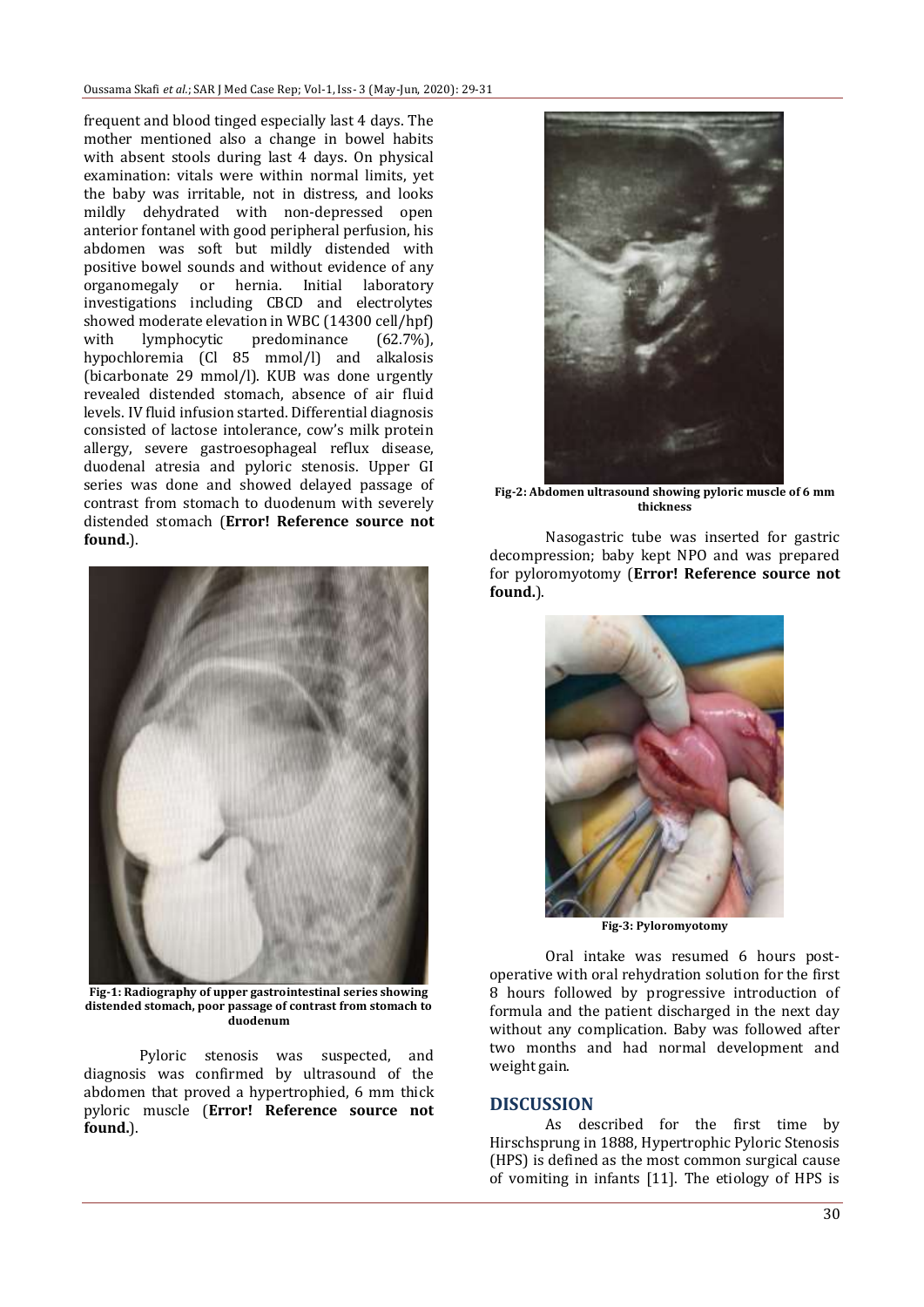frequent and blood tinged especially last 4 days. The mother mentioned also a change in bowel habits with absent stools during last 4 days. On physical examination: vitals were within normal limits, yet the baby was irritable, not in distress, and looks mildly dehydrated with non-depressed open anterior fontanel with good peripheral perfusion, his abdomen was soft but mildly distended with positive bowel sounds and without evidence of any organomegaly or hernia. Initial laboratory investigations including CBCD and electrolytes showed moderate elevation in WBC (14300 cell/hpf) with lymphocytic predominance (62.7%), hypochloremia (Cl 85 mmol/l) and alkalosis (bicarbonate 29 mmol/l). KUB was done urgently revealed distended stomach, absence of air fluid levels. IV fluid infusion started. Differential diagnosis consisted of lactose intolerance, cow's milk protein allergy, severe gastroesophageal reflux disease, duodenal atresia and pyloric stenosis. Upper GI series was done and showed delayed passage of contrast from stomach to duodenum with severely distended stomach (**Error! Reference source not found.**).

**Fig-1: Radiography of upper gastrointestinal series showing distended stomach, poor passage of contrast from stomach to duodenum**

Pyloric stenosis was suspected, and diagnosis was confirmed by ultrasound of the abdomen that proved a hypertrophied, 6 mm thick pyloric muscle (**Error! Reference source not found.**).

**Fig-2: Abdomen ultrasound showing pyloric muscle of 6 mm thickness**

Nasogastric tube was inserted for gastric decompression; baby kept NPO and was prepared for pyloromyotomy (**Error! Reference source not found.**).

**Fig-3: Pyloromyotomy**

Oral intake was resumed 6 hours post-operative with oral rehydration solution for the first 8 hours followed by progressive introduction of formula and the patient discharged in the next day without any complication. Baby was followed after two months and had normal development and weight gain.

## DISCUSSION

As described for the first time by Hirschsprung in 1888, Hypertrophic Pyloric Stenosis (HPS) is defined as the most common surgical cause of vomiting in infants [11]. The etiology of HPS is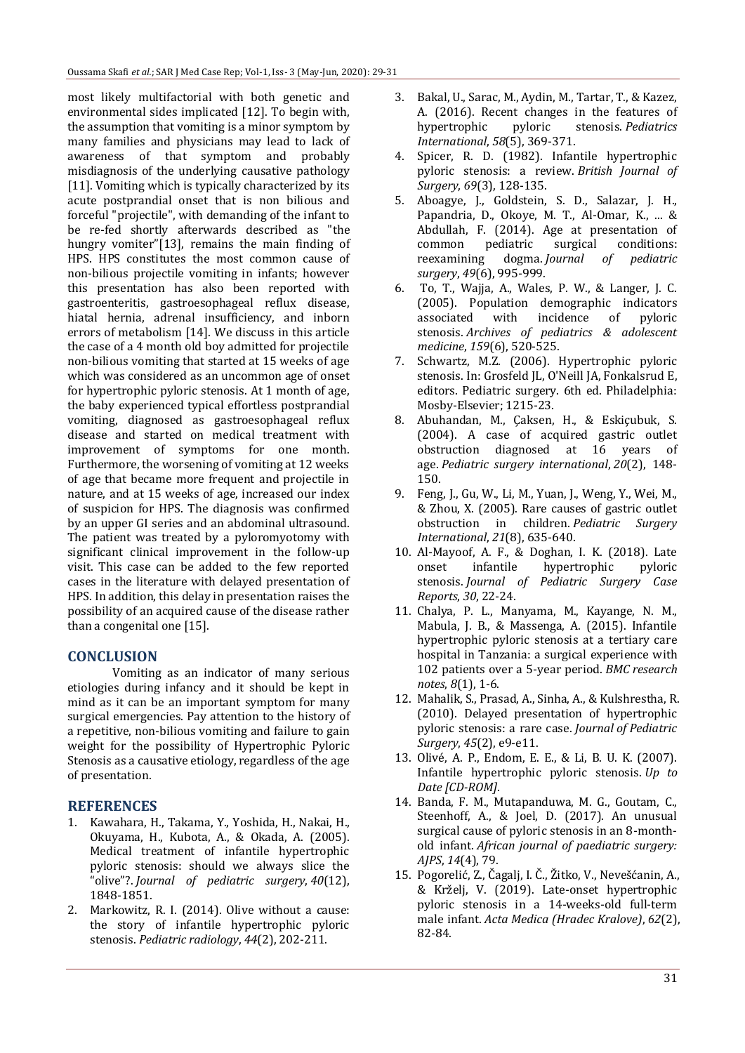most likely multifactorial with both genetic and environmental sides implicated [12]. To begin with, the assumption that vomiting is a minor symptom by many families and physicians may lead to lack of awareness of that symptom and probably misdiagnosis of the underlying causative pathology [11]. Vomiting which is typically characterized by its acute postprandial onset that is non bilious and forceful "projectile", with demanding of the infant to be re-fed shortly afterwards described as "the hungry vomiter"[13], remains the main finding of HPS. HPS constitutes the most common cause of non-bilious projectile vomiting in infants; however this presentation has also been reported with gastroenteritis, gastroesophageal reflux disease, hiatal hernia, adrenal insufficiency, and inborn errors of metabolism [14]. We discuss in this article the case of a 4 month old boy admitted for projectile non-bilious vomiting that started at 15 weeks of age which was considered as an uncommon age of onset for hypertrophic pyloric stenosis. At 1 month of age, the baby experienced typical effortless postprandial vomiting, diagnosed as gastroesophageal reflux disease and started on medical treatment with improvement of symptoms for one month. Furthermore, the worsening of vomiting at 12 weeks of age that became more frequent and projectile in nature, and at 15 weeks of age, increased our index of suspicion for HPS. The diagnosis was confirmed by an upper GI series and an abdominal ultrasound. The patient was treated by a pyloromyotomy with significant clinical improvement in the follow-up visit. This case can be added to the few reported cases in the literature with delayed presentation of HPS. In addition, this delay in presentation raises the possibility of an acquired cause of the disease rather than a congenital one [15].

## CONCLUSION

Vomiting as an indicator of many serious etiologies during infancy and it should be kept in mind as it can be an important symptom for many surgical emergencies. Pay attention to the history of a repetitive, non-bilious vomiting and failure to gain weight for the possibility of Hypertrophic Pyloric Stenosis as a causative etiology, regardless of the age of presentation.

## REFERENCES

1. Kawahara, H., Takama, Y., Yoshida, H., Nakai, H., Okuyama, H., Kubota, A., & Okada, A. (2005). Medical treatment of infantile hypertrophic pyloric stenosis: should we always slice the "olive"?. *Journal of pediatric surgery*, *40*(12), 1848-1851.
2. Markowitz, R. I. (2014). Olive without a cause: the story of infantile hypertrophic pyloric stenosis. *Pediatric radiology*, *44*(2), 202-211.
3. Bakal, U., Sarac, M., Aydin, M., Tartar, T., & Kazez, A. (2016). Recent changes in the features of hypertrophic pyloric stenosis. *Pediatrics International*, *58*(5), 369-371.
4. Spicer, R. D. (1982). Infantile hypertrophic pyloric stenosis: a review. *British Journal of Surgery*, *69*(3), 128-135.
5. Aboagye, J., Goldstein, S. D., Salazar, J. H., Papandria, D., Okoye, M. T., Al-Omar, K., ... & Abdullah, F. (2014). Age at presentation of common pediatric surgical conditions: reexamining dogma. *Journal of pediatric surgery*, *49*(6), 995-999.
6. To, T., Wajja, A., Wales, P. W., & Langer, J. C. (2005). Population demographic indicators associated with incidence of pyloric stenosis. *Archives of pediatrics & adolescent medicine*, *159*(6), 520-525.
7. Schwartz, M.Z. (2006). Hypertrophic pyloric stenosis. In: Grosfeld JL, O'Neill JA, Fonkalsrud E, editors. Pediatric surgery. 6th ed. Philadelphia: Mosby-Elsevier; 1215-23.
8. Abuhandan, M., Çaksen, H., & Eskiçubuk, S. (2004). A case of acquired gastric outlet obstruction diagnosed at 16 years of age. *Pediatric surgery international*, *20*(2), 148-150.
9. Feng, J., Gu, W., Li, M., Yuan, J., Weng, Y., Wei, M., & Zhou, X. (2005). Rare causes of gastric outlet obstruction in children. *Pediatric Surgery International*, *21*(8), 635-640.
10. Al-Mayoof, A. F., & Doghan, I. K. (2018). Late onset infantile hypertrophic pyloric stenosis. *Journal of Pediatric Surgery Case Reports*, *30*, 22-24.
11. Chalya, P. L., Manyama, M., Kayange, N. M., Mabula, J. B., & Massenga, A. (2015). Infantile hypertrophic pyloric stenosis at a tertiary care hospital in Tanzania: a surgical experience with 102 patients over a 5-year period. *BMC research notes*, *8*(1), 1-6.
12. Mahalik, S., Prasad, A., Sinha, A., & Kulshrestha, R. (2010). Delayed presentation of hypertrophic pyloric stenosis: a rare case. *Journal of Pediatric Surgery*, *45*(2), e9-e11.
13. Olivé, A. P., Endom, E. E., & Li, B. U. K. (2007). Infantile hypertrophic pyloric stenosis. *Up to Date [CD-ROM]*.
14. Banda, F. M., Mutapanduwa, M. G., Goutam, C., Steenhoff, A., & Joel, D. (2017). An unusual surgical cause of pyloric stenosis in an 8-month-old infant. *African journal of paediatric surgery: AJPS*, *14*(4), 79.
15. Pogorelić, Z., Čagalj, I. Č., Žitko, V., Nevešćanin, A., & Krželj, V. (2019). Late-onset hypertrophic pyloric stenosis in a 14-weeks-old full-term male infant. *Acta Medica (Hradec Kralove)*, *62*(2), 82-84.